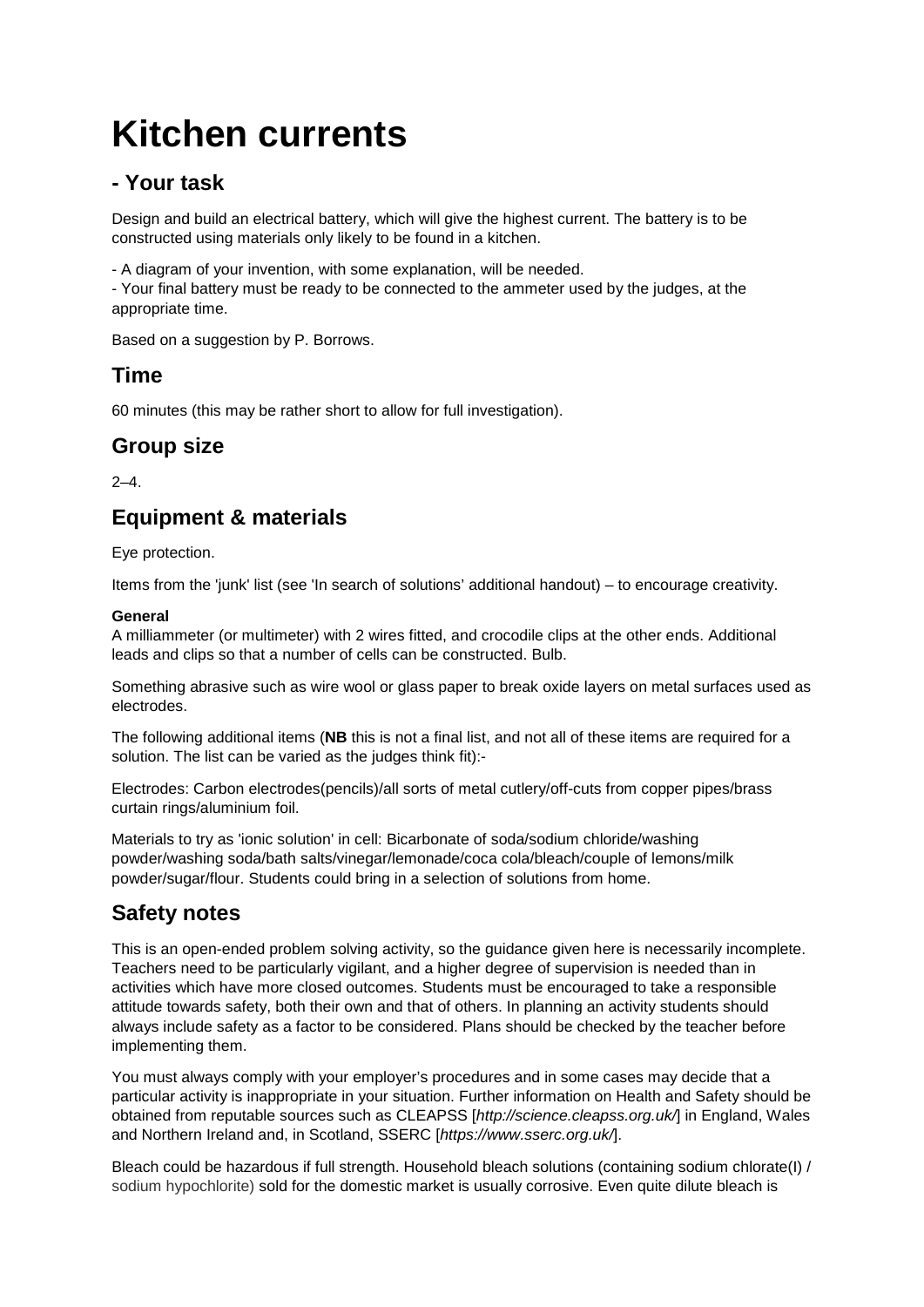# Kitchen currents

## - Your task

Design and build an electrical battery, which will give the highest current. The battery is to be constructed using materials only likely to be found in a kitchen.

- A diagram of your invention, with some explanation, will be needed.
- Your final battery must be ready to be connected to the ammeter used by the judges, at the appropriate time.

Based on a suggestion by P. Borrows.

## Time

60 minutes (this may be rather short to allow for full investigation).

## Group size

2–4.

## Equipment & materials

Eye protection.

Items from the 'junk' list (see 'In search of solutions' additional handout) – to encourage creativity.

**General**
A milliammeter (or multimeter) with 2 wires fitted, and crocodile clips at the other ends. Additional leads and clips so that a number of cells can be constructed. Bulb.

Something abrasive such as wire wool or glass paper to break oxide layers on metal surfaces used as electrodes.

The following additional items (**NB** this is not a final list, and not all of these items are required for a solution. The list can be varied as the judges think fit):-

Electrodes: Carbon electrodes(pencils)/all sorts of metal cutlery/off-cuts from copper pipes/brass curtain rings/aluminium foil.

Materials to try as 'ionic solution' in cell: Bicarbonate of soda/sodium chloride/washing powder/washing soda/bath salts/vinegar/lemonade/coca cola/bleach/couple of lemons/milk powder/sugar/flour. Students could bring in a selection of solutions from home.

## Safety notes

This is an open-ended problem solving activity, so the guidance given here is necessarily incomplete. Teachers need to be particularly vigilant, and a higher degree of supervision is needed than in activities which have more closed outcomes. Students must be encouraged to take a responsible attitude towards safety, both their own and that of others. In planning an activity students should always include safety as a factor to be considered. Plans should be checked by the teacher before implementing them.

You must always comply with your employer's procedures and in some cases may decide that a particular activity is inappropriate in your situation. Further information on Health and Safety should be obtained from reputable sources such as CLEAPSS [*http://science.cleapss.org.uk/*] in England, Wales and Northern Ireland and, in Scotland, SSERC [*https://www.sserc.org.uk/*].

Bleach could be hazardous if full strength. Household bleach solutions (containing sodium chlorate(I) / sodium hypochlorite) sold for the domestic market is usually corrosive. Even quite dilute bleach is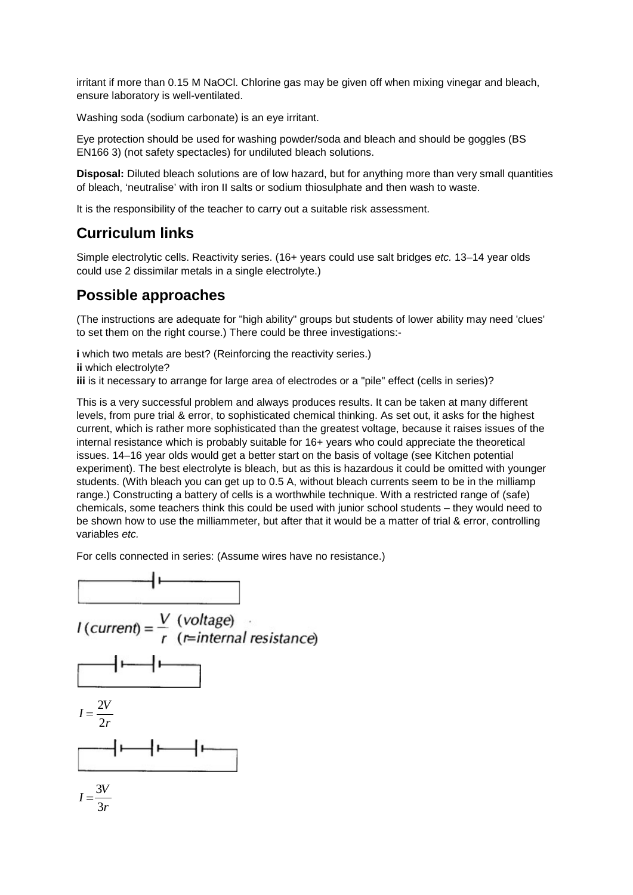irritant if more than 0.15 M NaOCl. Chlorine gas may be given off when mixing vinegar and bleach, ensure laboratory is well-ventilated.

Washing soda (sodium carbonate) is an eye irritant.

Eye protection should be used for washing powder/soda and bleach and should be goggles (BS EN166 3) (not safety spectacles) for undiluted bleach solutions.

**Disposal:** Diluted bleach solutions are of low hazard, but for anything more than very small quantities of bleach, 'neutralise' with iron II salts or sodium thiosulphate and then wash to waste.

It is the responsibility of the teacher to carry out a suitable risk assessment.

## Curriculum links

Simple electrolytic cells. Reactivity series. (16+ years could use salt bridges *etc.* 13–14 year olds could use 2 dissimilar metals in a single electrolyte.)

## Possible approaches

(The instructions are adequate for "high ability" groups but students of lower ability may need 'clues' to set them on the right course.) There could be three investigations:-

**i** which two metals are best? (Reinforcing the reactivity series.)
**ii** which electrolyte?
**iii** is it necessary to arrange for large area of electrodes or a "pile" effect (cells in series)?

This is a very successful problem and always produces results. It can be taken at many different levels, from pure trial & error, to sophisticated chemical thinking. As set out, it asks for the highest current, which is rather more sophisticated than the greatest voltage, because it raises issues of the internal resistance which is probably suitable for 16+ years who could appreciate the theoretical issues. 14–16 year olds would get a better start on the basis of voltage (see Kitchen potential experiment). The best electrolyte is bleach, but as this is hazardous it could be omitted with younger students. (With bleach you can get up to 0.5 A, without bleach currents seem to be in the milliamp range.) Constructing a battery of cells is a worthwhile technique. With a restricted range of (safe) chemicals, some teachers think this could be used with junior school students – they would need to be shown how to use the milliammeter, but after that it would be a matter of trial & error, controlling variables *etc.*

For cells connected in series: (Assume wires have no resistance.)

$$I\,(current) = \frac{V\ (voltage)}{r\ \ (r\text{=internal resistance})}$$

$$I = \frac{2V}{2r}$$

$$I = \frac{3V}{3r}$$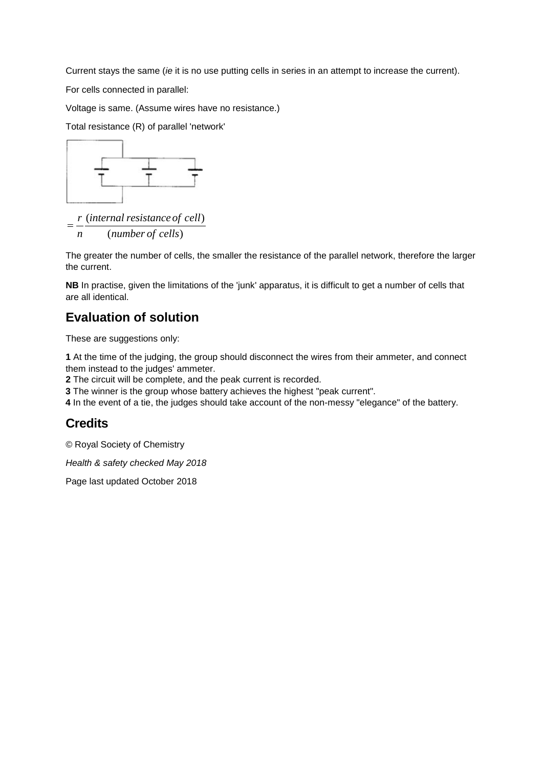Current stays the same (*ie* it is no use putting cells in series in an attempt to increase the current).

For cells connected in parallel:

Voltage is same. (Assume wires have no resistance.)

Total resistance (R) of parallel 'network'

$$= \frac{r}{n} \frac{(internal\ resistance\ of\ cell)}{(number\ of\ cells)}$$

The greater the number of cells, the smaller the resistance of the parallel network, therefore the larger the current.

**NB** In practise, given the limitations of the 'junk' apparatus, it is difficult to get a number of cells that are all identical.

## Evaluation of solution

These are suggestions only:

**1** At the time of the judging, the group should disconnect the wires from their ammeter, and connect them instead to the judges' ammeter.
**2** The circuit will be complete, and the peak current is recorded.
**3** The winner is the group whose battery achieves the highest "peak current".
**4** In the event of a tie, the judges should take account of the non-messy "elegance" of the battery.

## Credits

© Royal Society of Chemistry

*Health & safety checked May 2018*

Page last updated October 2018